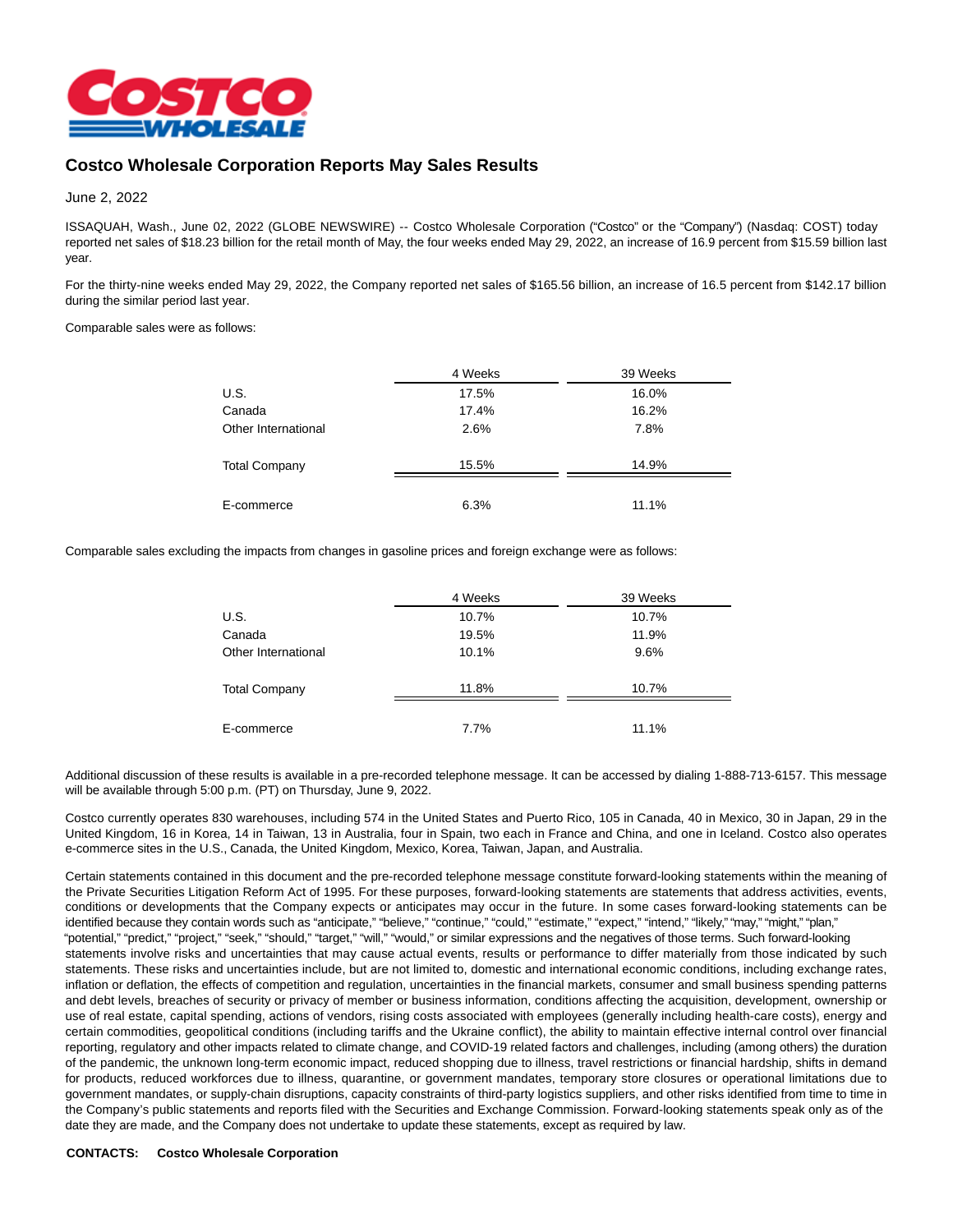# Costco Wholesale Corporation Reports May Sales Results

June 2, 2022

ISSAQUAH, Wash., June 02, 2022 (GLOBE NEWSWIRE) -- Costco Wholesale Corporation ("Costco" or the "Company") (Nasdaq: COST) today reported net sales of $18.23 billion for the retail month of May, the four weeks ended May 29, 2022, an increase of 16.9 percent from $15.59 billion last year.

For the thirty-nine weeks ended May 29, 2022, the Company reported net sales of $165.56 billion, an increase of 16.5 percent from $142.17 billion during the similar period last year.

Comparable sales were as follows:

| | 4 Weeks | 39 Weeks |
|---|---|---|
| U.S. | 17.5% | 16.0% |
| Canada | 17.4% | 16.2% |
| Other International | 2.6% | 7.8% |
| Total Company | 15.5% | 14.9% |
| E-commerce | 6.3% | 11.1% |

Comparable sales excluding the impacts from changes in gasoline prices and foreign exchange were as follows:

| | 4 Weeks | 39 Weeks |
|---|---|---|
| U.S. | 10.7% | 10.7% |
| Canada | 19.5% | 11.9% |
| Other International | 10.1% | 9.6% |
| Total Company | 11.8% | 10.7% |
| E-commerce | 7.7% | 11.1% |

Additional discussion of these results is available in a pre-recorded telephone message. It can be accessed by dialing 1-888-713-6157. This message will be available through 5:00 p.m. (PT) on Thursday, June 9, 2022.

Costco currently operates 830 warehouses, including 574 in the United States and Puerto Rico, 105 in Canada, 40 in Mexico, 30 in Japan, 29 in the United Kingdom, 16 in Korea, 14 in Taiwan, 13 in Australia, four in Spain, two each in France and China, and one in Iceland. Costco also operates e-commerce sites in the U.S., Canada, the United Kingdom, Mexico, Korea, Taiwan, Japan, and Australia.

Certain statements contained in this document and the pre-recorded telephone message constitute forward-looking statements within the meaning of the Private Securities Litigation Reform Act of 1995. For these purposes, forward-looking statements are statements that address activities, events, conditions or developments that the Company expects or anticipates may occur in the future. In some cases forward-looking statements can be identified because they contain words such as "anticipate," "believe," "continue," "could," "estimate," "expect," "intend," "likely," "may," "might," "plan," "potential," "predict," "project," "seek," "should," "target," "will," "would," or similar expressions and the negatives of those terms. Such forward-looking statements involve risks and uncertainties that may cause actual events, results or performance to differ materially from those indicated by such statements. These risks and uncertainties include, but are not limited to, domestic and international economic conditions, including exchange rates, inflation or deflation, the effects of competition and regulation, uncertainties in the financial markets, consumer and small business spending patterns and debt levels, breaches of security or privacy of member or business information, conditions affecting the acquisition, development, ownership or use of real estate, capital spending, actions of vendors, rising costs associated with employees (generally including health-care costs), energy and certain commodities, geopolitical conditions (including tariffs and the Ukraine conflict), the ability to maintain effective internal control over financial reporting, regulatory and other impacts related to climate change, and COVID-19 related factors and challenges, including (among others) the duration of the pandemic, the unknown long-term economic impact, reduced shopping due to illness, travel restrictions or financial hardship, shifts in demand for products, reduced workforces due to illness, quarantine, or government mandates, temporary store closures or operational limitations due to government mandates, or supply-chain disruptions, capacity constraints of third-party logistics suppliers, and other risks identified from time to time in the Company's public statements and reports filed with the Securities and Exchange Commission. Forward-looking statements speak only as of the date they are made, and the Company does not undertake to update these statements, except as required by law.

**CONTACTS: Costco Wholesale Corporation**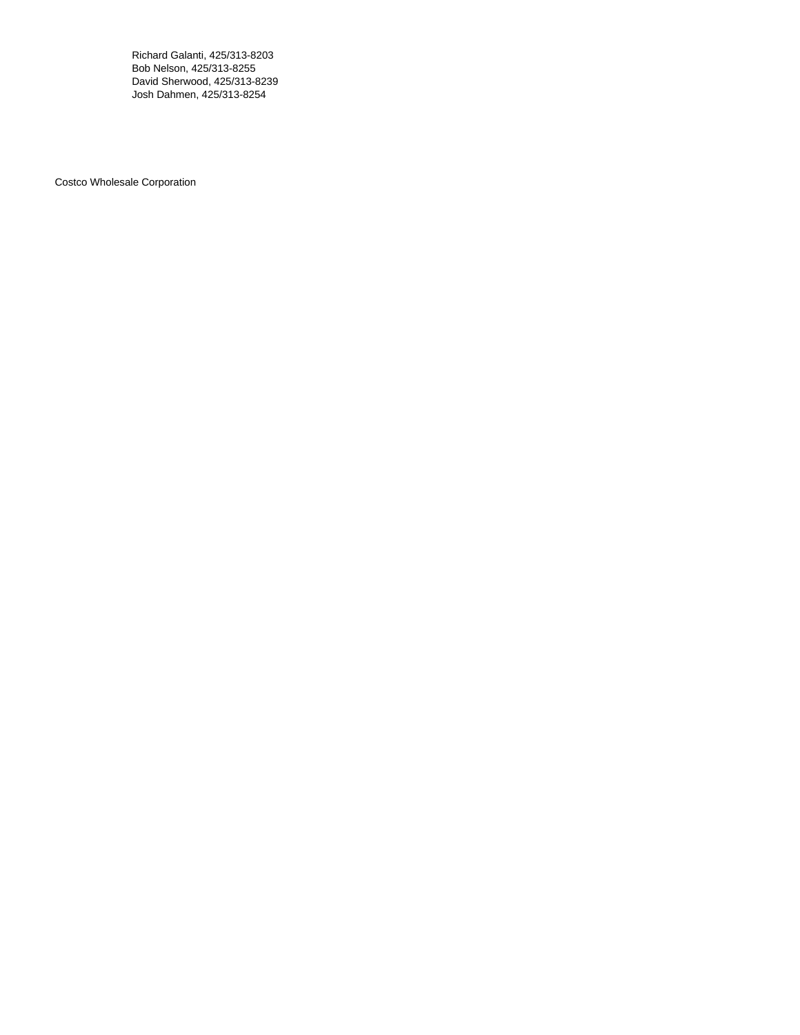Richard Galanti, 425/313-8203
Bob Nelson, 425/313-8255
David Sherwood, 425/313-8239
Josh Dahmen, 425/313-8254

Costco Wholesale Corporation